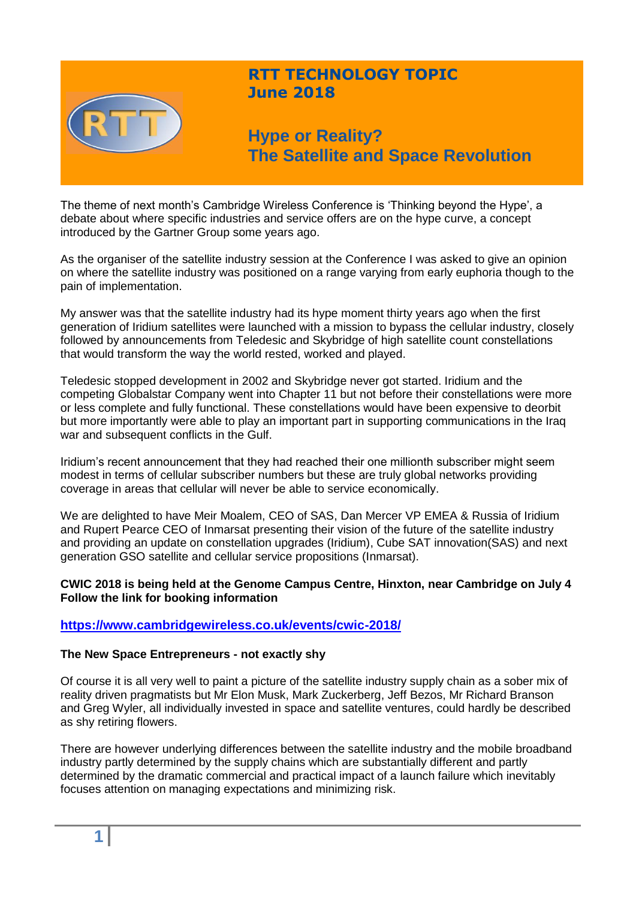# RTT TECHNOLOGY TOPIC
## June 2018

# Hype or Reality? The Satellite and Space Revolution

The theme of next month's Cambridge Wireless Conference is 'Thinking beyond the Hype', a debate about where specific industries and service offers are on the hype curve, a concept introduced by the Gartner Group some years ago.

As the organiser of the satellite industry session at the Conference I was asked to give an opinion on where the satellite industry was positioned on a range varying from early euphoria though to the pain of implementation.

My answer was that the satellite industry had its hype moment thirty years ago when the first generation of Iridium satellites were launched with a mission to bypass the cellular industry, closely followed by announcements from Teledesic and Skybridge of high satellite count constellations that would transform the way the world rested, worked and played.

Teledesic stopped development in 2002 and Skybridge never got started. Iridium and the competing Globalstar Company went into Chapter 11 but not before their constellations were more or less complete and fully functional. These constellations would have been expensive to deorbit but more importantly were able to play an important part in supporting communications in the Iraq war and subsequent conflicts in the Gulf.

Iridium's recent announcement that they had reached their one millionth subscriber might seem modest in terms of cellular subscriber numbers but these are truly global networks providing coverage in areas that cellular will never be able to service economically.

We are delighted to have Meir Moalem, CEO of SAS, Dan Mercer VP EMEA & Russia of Iridium and Rupert Pearce CEO of Inmarsat presenting their vision of the future of the satellite industry and providing an update on constellation upgrades (Iridium), Cube SAT innovation(SAS) and next generation GSO satellite and cellular service propositions (Inmarsat).

**CWIC 2018 is being held at the Genome Campus Centre, Hinxton, near Cambridge on July 4**
**Follow the link for booking information**

**https://www.cambridgewireless.co.uk/events/cwic-2018/**

### The New Space Entrepreneurs - not exactly shy

Of course it is all very well to paint a picture of the satellite industry supply chain as a sober mix of reality driven pragmatists but Mr Elon Musk, Mark Zuckerberg, Jeff Bezos, Mr Richard Branson and Greg Wyler, all individually invested in space and satellite ventures, could hardly be described as shy retiring flowers.

There are however underlying differences between the satellite industry and the mobile broadband industry partly determined by the supply chains which are substantially different and partly determined by the dramatic commercial and practical impact of a launch failure which inevitably focuses attention on managing expectations and minimizing risk.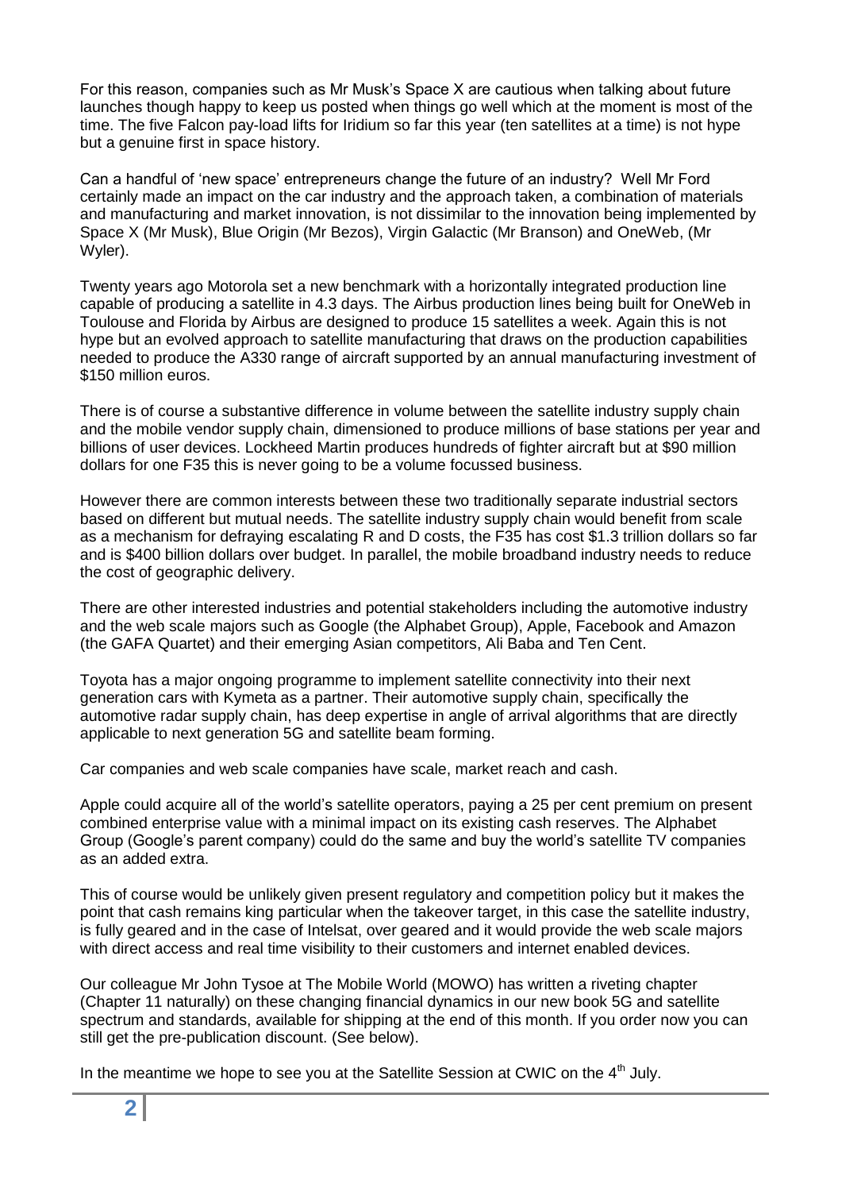For this reason, companies such as Mr Musk's Space X are cautious when talking about future launches though happy to keep us posted when things go well which at the moment is most of the time. The five Falcon pay-load lifts for Iridium so far this year (ten satellites at a time) is not hype but a genuine first in space history.

Can a handful of 'new space' entrepreneurs change the future of an industry? Well Mr Ford certainly made an impact on the car industry and the approach taken, a combination of materials and manufacturing and market innovation, is not dissimilar to the innovation being implemented by Space X (Mr Musk), Blue Origin (Mr Bezos), Virgin Galactic (Mr Branson) and OneWeb, (Mr Wyler).

Twenty years ago Motorola set a new benchmark with a horizontally integrated production line capable of producing a satellite in 4.3 days. The Airbus production lines being built for OneWeb in Toulouse and Florida by Airbus are designed to produce 15 satellites a week. Again this is not hype but an evolved approach to satellite manufacturing that draws on the production capabilities needed to produce the A330 range of aircraft supported by an annual manufacturing investment of $150 million euros.

There is of course a substantive difference in volume between the satellite industry supply chain and the mobile vendor supply chain, dimensioned to produce millions of base stations per year and billions of user devices. Lockheed Martin produces hundreds of fighter aircraft but at $90 million dollars for one F35 this is never going to be a volume focussed business.

However there are common interests between these two traditionally separate industrial sectors based on different but mutual needs. The satellite industry supply chain would benefit from scale as a mechanism for defraying escalating R and D costs, the F35 has cost $1.3 trillion dollars so far and is $400 billion dollars over budget. In parallel, the mobile broadband industry needs to reduce the cost of geographic delivery.

There are other interested industries and potential stakeholders including the automotive industry and the web scale majors such as Google (the Alphabet Group), Apple, Facebook and Amazon (the GAFA Quartet) and their emerging Asian competitors, Ali Baba and Ten Cent.

Toyota has a major ongoing programme to implement satellite connectivity into their next generation cars with Kymeta as a partner. Their automotive supply chain, specifically the automotive radar supply chain, has deep expertise in angle of arrival algorithms that are directly applicable to next generation 5G and satellite beam forming.

Car companies and web scale companies have scale, market reach and cash.

Apple could acquire all of the world's satellite operators, paying a 25 per cent premium on present combined enterprise value with a minimal impact on its existing cash reserves. The Alphabet Group (Google's parent company) could do the same and buy the world's satellite TV companies as an added extra.

This of course would be unlikely given present regulatory and competition policy but it makes the point that cash remains king particular when the takeover target, in this case the satellite industry, is fully geared and in the case of Intelsat, over geared and it would provide the web scale majors with direct access and real time visibility to their customers and internet enabled devices.

Our colleague Mr John Tysoe at The Mobile World (MOWO) has written a riveting chapter (Chapter 11 naturally) on these changing financial dynamics in our new book 5G and satellite spectrum and standards, available for shipping at the end of this month. If you order now you can still get the pre-publication discount. (See below).

In the meantime we hope to see you at the Satellite Session at CWIC on the 4th July.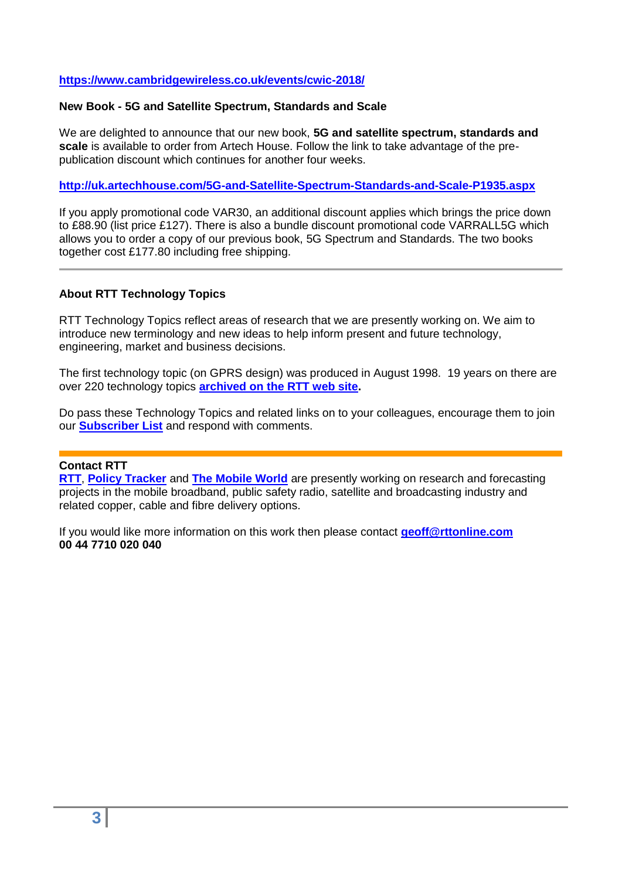https://www.cambridgewireless.co.uk/events/cwic-2018/

**New Book - 5G and Satellite Spectrum, Standards and Scale**

We are delighted to announce that our new book, **5G and satellite spectrum, standards and scale** is available to order from Artech House. Follow the link to take advantage of the pre-publication discount which continues for another four weeks.

http://uk.artechhouse.com/5G-and-Satellite-Spectrum-Standards-and-Scale-P1935.aspx

If you apply promotional code VAR30, an additional discount applies which brings the price down to £88.90 (list price £127). There is also a bundle discount promotional code VARRALL5G which allows you to order a copy of our previous book, 5G Spectrum and Standards. The two books together cost £177.80 including free shipping.

---

**About RTT Technology Topics**

RTT Technology Topics reflect areas of research that we are presently working on. We aim to introduce new terminology and new ideas to help inform present and future technology, engineering, market and business decisions.

The first technology topic (on GPRS design) was produced in August 1998. 19 years on there are over 220 technology topics **archived on the RTT web site.**

Do pass these Technology Topics and related links on to your colleagues, encourage them to join our **Subscriber List** and respond with comments.

---

**Contact RTT**

**RTT**, **Policy Tracker** and **The Mobile World** are presently working on research and forecasting projects in the mobile broadband, public safety radio, satellite and broadcasting industry and related copper, cable and fibre delivery options.

If you would like more information on this work then please contact **geoff@rttonline.com**
**00 44 7710 020 040**